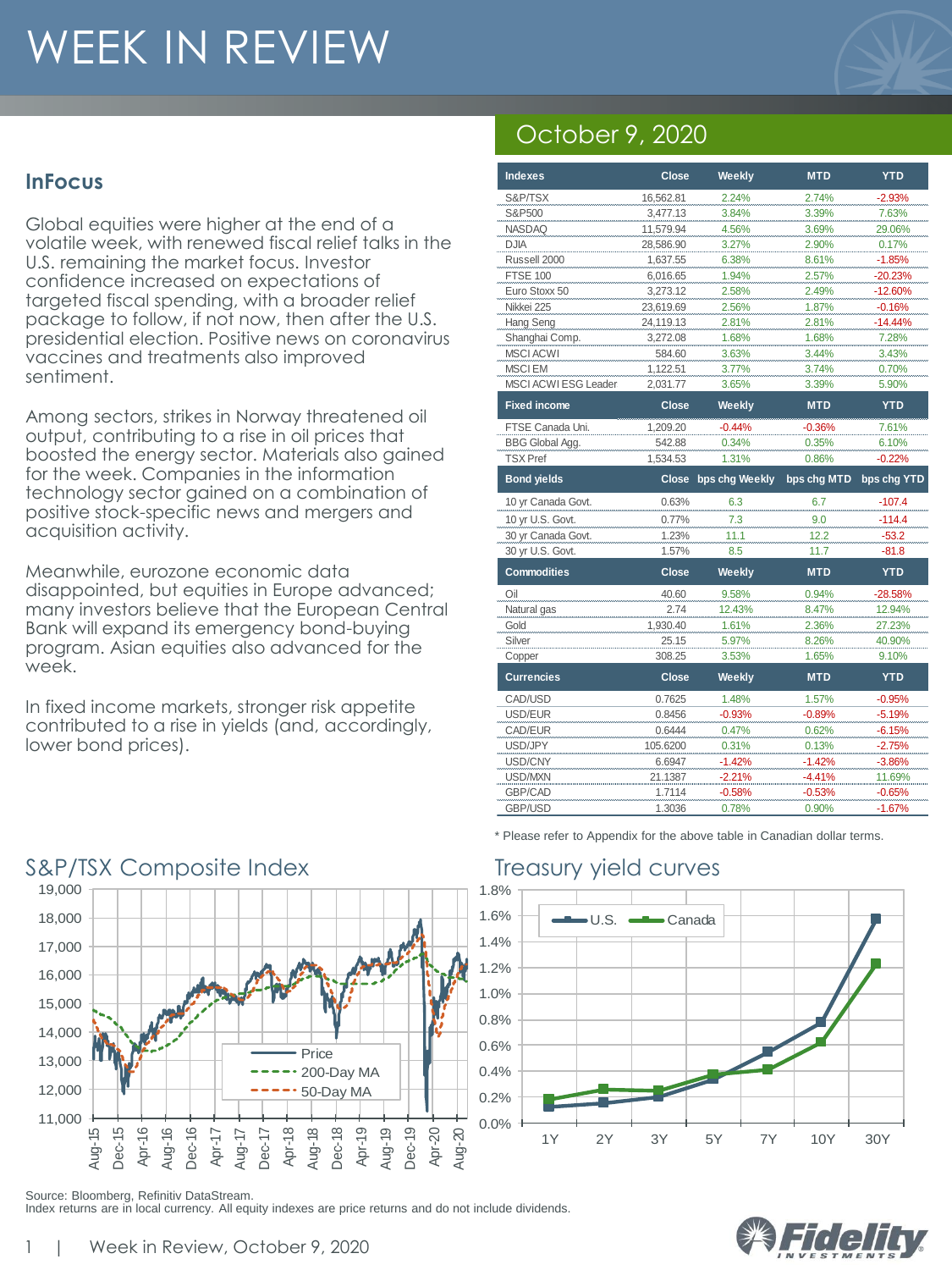# WEEK IN REVIEW

## October 9, 2020

## InFocus

Global equities were higher at the end of a volatile week, with renewed fiscal relief talks in the U.S. remaining the market focus. Investor confidence increased on expectations of targeted fiscal spending, with a broader relief package to follow, if not now, then after the U.S. presidential election. Positive news on coronavirus vaccines and treatments also improved sentiment.

Among sectors, strikes in Norway threatened oil output, contributing to a rise in oil prices that boosted the energy sector. Materials also gained for the week. Companies in the information technology sector gained on a combination of positive stock-specific news and mergers and acquisition activity.

Meanwhile, eurozone economic data disappointed, but equities in Europe advanced; many investors believe that the European Central Bank will expand its emergency bond-buying program. Asian equities also advanced for the week.

In fixed income markets, stronger risk appetite contributed to a rise in yields (and, accordingly, lower bond prices).

| Indexes | Close | Weekly | MTD | YTD |
|---|---|---|---|---|
| S&P/TSX | 16,562.81 | 2.24% | 2.74% | -2.93% |
| S&P500 | 3,477.13 | 3.84% | 3.39% | 7.63% |
| NASDAQ | 11,579.94 | 4.56% | 3.69% | 29.06% |
| DJIA | 28,586.90 | 3.27% | 2.90% | 0.17% |
| Russell 2000 | 1,637.55 | 6.38% | 8.61% | -1.85% |
| FTSE 100 | 6,016.65 | 1.94% | 2.57% | -20.23% |
| Euro Stoxx 50 | 3,273.12 | 2.58% | 2.49% | -12.60% |
| Nikkei 225 | 23,619.69 | 2.56% | 1.87% | -0.16% |
| Hang Seng | 24,119.13 | 2.81% | 2.81% | -14.44% |
| Shanghai Comp. | 3,272.08 | 1.68% | 1.68% | 7.28% |
| MSCI ACWI | 584.60 | 3.63% | 3.44% | 3.43% |
| MSCI EM | 1,122.51 | 3.77% | 3.74% | 0.70% |
| MSCI ACWI ESG Leader | 2,031.77 | 3.65% | 3.39% | 5.90% |
| **Fixed income** | **Close** | **Weekly** | **MTD** | **YTD** |
| FTSE Canada Uni. | 1,209.20 | -0.44% | -0.36% | 7.61% |
| BBG Global Agg. | 542.88 | 0.34% | 0.35% | 6.10% |
| TSX Pref | 1,534.53 | 1.31% | 0.86% | -0.22% |
| **Bond yields** | **Close** | **bps chg Weekly** | **bps chg MTD** | **bps chg YTD** |
| 10 yr Canada Govt. | 0.63% | 6.3 | 6.7 | -107.4 |
| 10 yr U.S. Govt. | 0.77% | 7.3 | 9.0 | -114.4 |
| 30 yr Canada Govt. | 1.23% | 11.1 | 12.2 | -53.2 |
| 30 yr U.S. Govt. | 1.57% | 8.5 | 11.7 | -81.8 |
| **Commodities** | **Close** | **Weekly** | **MTD** | **YTD** |
| Oil | 40.60 | 9.58% | 0.94% | -28.58% |
| Natural gas | 2.74 | 12.43% | 8.47% | 12.94% |
| Gold | 1,930.40 | 1.61% | 2.36% | 27.23% |
| Silver | 25.15 | 5.97% | 8.26% | 40.90% |
| Copper | 308.25 | 3.53% | 1.65% | 9.10% |
| **Currencies** | **Close** | **Weekly** | **MTD** | **YTD** |
| CAD/USD | 0.7625 | 1.48% | 1.57% | -0.95% |
| USD/EUR | 0.8456 | -0.93% | -0.89% | -5.19% |
| CAD/EUR | 0.6444 | 0.47% | 0.62% | -6.15% |
| USD/JPY | 105.6200 | 0.31% | 0.13% | -2.75% |
| USD/CNY | 6.6947 | -1.42% | -1.42% | -3.86% |
| USD/MXN | 21.1387 | -2.21% | -4.41% | 11.69% |
| GBP/CAD | 1.7114 | -0.58% | -0.53% | -0.65% |
| GBP/USD | 1.3036 | 0.78% | 0.90% | -1.67% |

\* Please refer to Appendix for the above table in Canadian dollar terms.

## S&P/TSX Composite Index

## Treasury yield curves

Source: Bloomberg, Refinitiv DataStream.
Index returns are in local currency. All equity indexes are price returns and do not include dividends.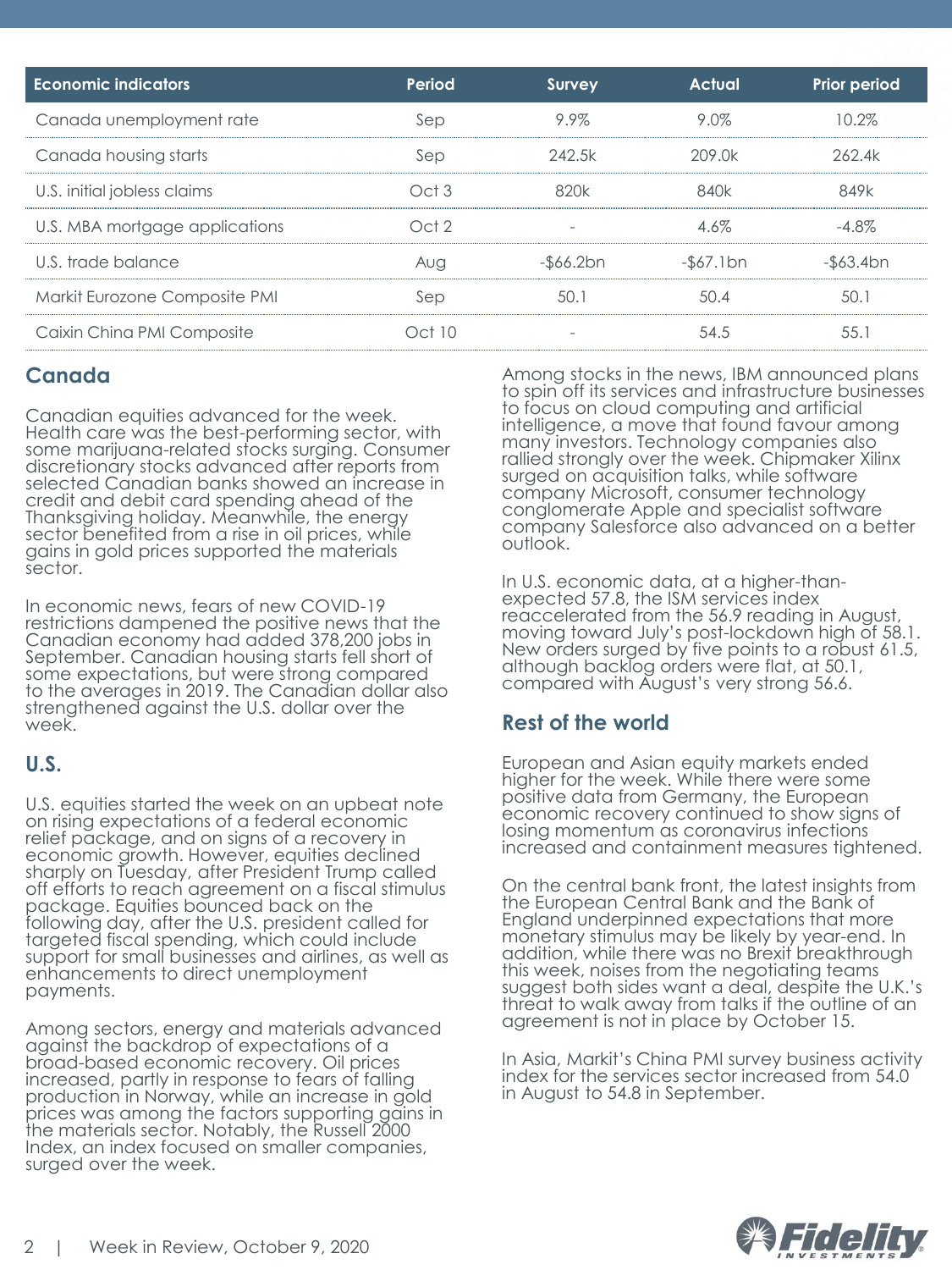| Economic indicators | Period | Survey | Actual | Prior period |
| --- | --- | --- | --- | --- |
| Canada unemployment rate | Sep | 9.9% | 9.0% | 10.2% |
| Canada housing starts | Sep | 242.5k | 209.0k | 262.4k |
| U.S. initial jobless claims | Oct 3 | 820k | 840k | 849k |
| U.S. MBA mortgage applications | Oct 2 | - | 4.6% | -4.8% |
| U.S. trade balance | Aug | -$66.2bn | -$67.1bn | -$63.4bn |
| Markit Eurozone Composite PMI | Sep | 50.1 | 50.4 | 50.1 |
| Caixin China PMI Composite | Oct 10 | - | 54.5 | 55.1 |

## Canada

Canadian equities advanced for the week. Health care was the best-performing sector, with some marijuana-related stocks surging. Consumer discretionary stocks advanced after reports from selected Canadian banks showed an increase in credit and debit card spending ahead of the Thanksgiving holiday. Meanwhile, the energy sector benefited from a rise in oil prices, while gains in gold prices supported the materials sector.

In economic news, fears of new COVID-19 restrictions dampened the positive news that the Canadian economy had added 378,200 jobs in September. Canadian housing starts fell short of some expectations, but were strong compared to the averages in 2019. The Canadian dollar also strengthened against the U.S. dollar over the week.

## U.S.

U.S. equities started the week on an upbeat note on rising expectations of a federal economic relief package, and on signs of a recovery in economic growth. However, equities declined sharply on Tuesday, after President Trump called off efforts to reach agreement on a fiscal stimulus package. Equities bounced back on the following day, after the U.S. president called for targeted fiscal spending, which could include support for small businesses and airlines, as well as enhancements to direct unemployment payments.

Among sectors, energy and materials advanced against the backdrop of expectations of a broad-based economic recovery. Oil prices increased, partly in response to fears of falling production in Norway, while an increase in gold prices was among the factors supporting gains in the materials sector. Notably, the Russell 2000 Index, an index focused on smaller companies, surged over the week.

Among stocks in the news, IBM announced plans to spin off its services and infrastructure businesses to focus on cloud computing and artificial intelligence, a move that found favour among many investors. Technology companies also rallied strongly over the week. Chipmaker Xilinx surged on acquisition talks, while software company Microsoft, consumer technology conglomerate Apple and specialist software company Salesforce also advanced on a better outlook.

In U.S. economic data, at a higher-than-expected 57.8, the ISM services index reaccelerated from the 56.9 reading in August, moving toward July's post-lockdown high of 58.1. New orders surged by five points to a robust 61.5, although backlog orders were flat, at 50.1, compared with August's very strong 56.6.

## Rest of the world

European and Asian equity markets ended higher for the week. While there were some positive data from Germany, the European economic recovery continued to show signs of losing momentum as coronavirus infections increased and containment measures tightened.

On the central bank front, the latest insights from the European Central Bank and the Bank of England underpinned expectations that more monetary stimulus may be likely by year-end. In addition, while there was no Brexit breakthrough this week, noises from the negotiating teams suggest both sides want a deal, despite the U.K.'s threat to walk away from talks if the outline of an agreement is not in place by October 15.

In Asia, Markit's China PMI survey business activity index for the services sector increased from 54.0 in August to 54.8 in September.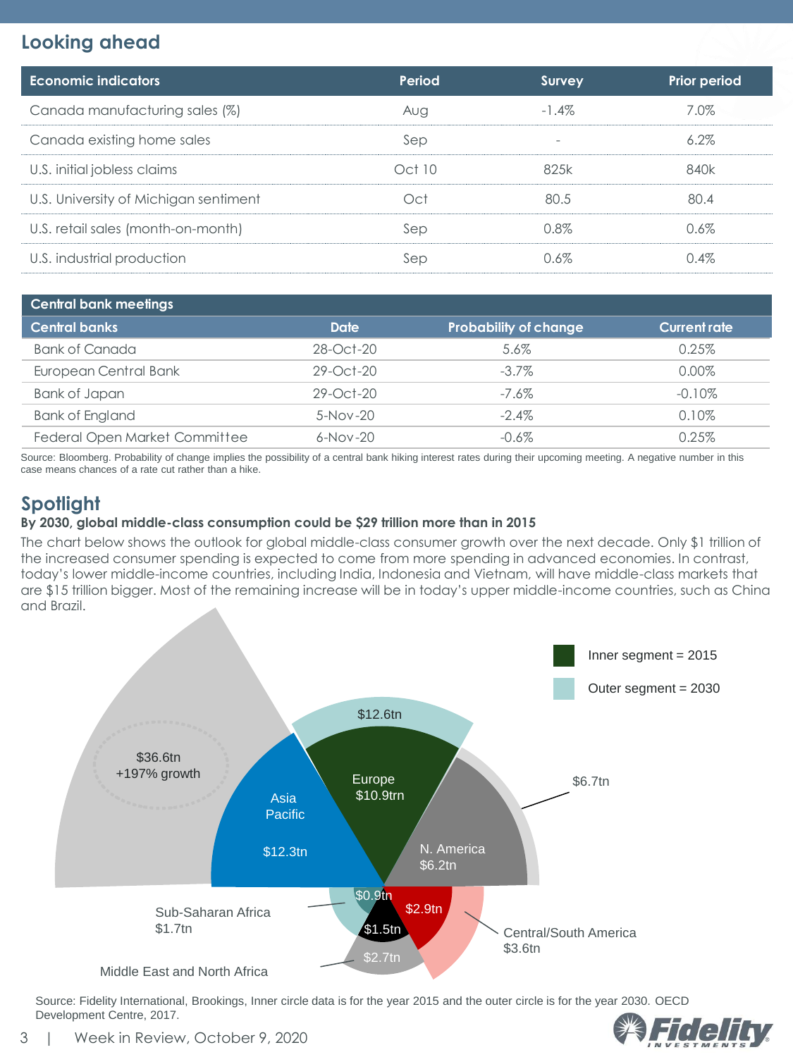## Looking ahead

| Economic indicators | Period | Survey | Prior period |
|---|---|---|---|
| Canada manufacturing sales (%) | Aug | -1.4% | 7.0% |
| Canada existing home sales | Sep | - | 6.2% |
| U.S. initial jobless claims | Oct 10 | 825k | 840k |
| U.S. University of Michigan sentiment | Oct | 80.5 | 80.4 |
| U.S. retail sales (month-on-month) | Sep | 0.8% | 0.6% |
| U.S. industrial production | Sep | 0.6% | 0.4% |

| Central bank meetings | | | |
|---|---|---|---|
| **Central banks** | **Date** | **Probability of change** | **Current rate** |
| Bank of Canada | 28-Oct-20 | 5.6% | 0.25% |
| European Central Bank | 29-Oct-20 | -3.7% | 0.00% |
| Bank of Japan | 29-Oct-20 | -7.6% | -0.10% |
| Bank of England | 5-Nov-20 | -2.4% | 0.10% |
| Federal Open Market Committee | 6-Nov-20 | -0.6% | 0.25% |

Source: Bloomberg. Probability of change implies the possibility of a central bank hiking interest rates during their upcoming meeting. A negative number in this case means chances of a rate cut rather than a hike.

## Spotlight

**By 2030, global middle-class consumption could be $29 trillion more than in 2015**

The chart below shows the outlook for global middle-class consumer growth over the next decade. Only $1 trillion of the increased consumer spending is expected to come from more spending in advanced economies. In contrast, today's lower middle-income countries, including India, Indonesia and Vietnam, will have middle-class markets that are $15 trillion bigger. Most of the remaining increase will be in today's upper middle-income countries, such as China and Brazil.

Inner segment = 2015
Outer segment = 2030

| Region | 2015 (inner segment) | 2030 (outer segment) |
|---|---|---|
| Asia Pacific | $12.3tn | $36.6tn (+197% growth) |
| Europe | $10.9trn | $12.6tn |
| N. America | $6.2tn | $6.7tn |
| Central/South America | $2.9tn | $3.6tn |
| Middle East and North Africa | $1.5tn | $2.7tn |
| Sub-Saharan Africa | $0.9tn | $1.7tn |

Source: Fidelity International, Brookings, Inner circle data is for the year 2015 and the outer circle is for the year 2030. OECD Development Centre, 2017.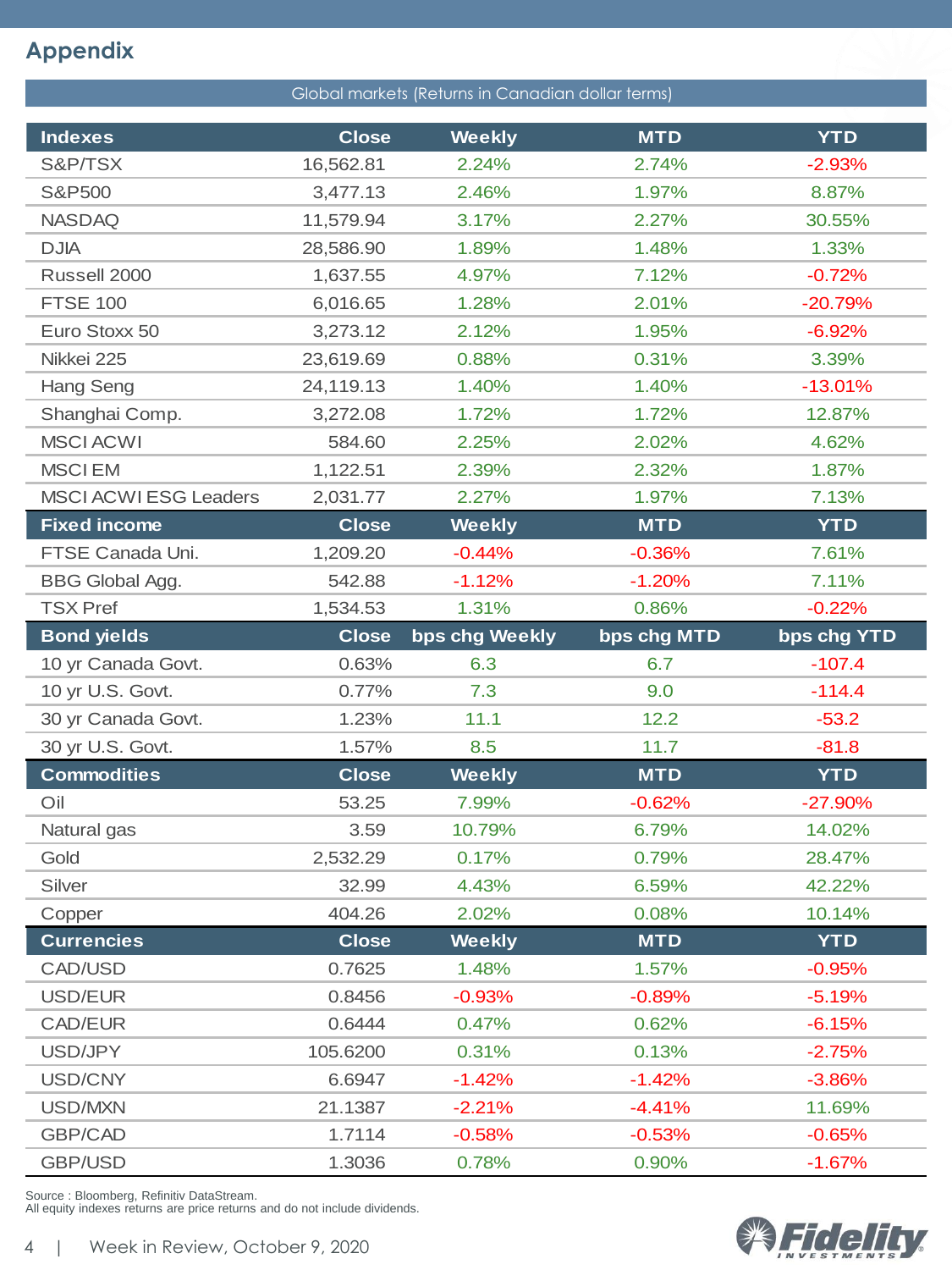## Appendix

| Global markets (Returns in Canadian dollar terms) | | | | |
|---|---|---|---|---|
| **Indexes** | **Close** | **Weekly** | **MTD** | **YTD** |
| S&P/TSX | 16,562.81 | 2.24% | 2.74% | -2.93% |
| S&P500 | 3,477.13 | 2.46% | 1.97% | 8.87% |
| NASDAQ | 11,579.94 | 3.17% | 2.27% | 30.55% |
| DJIA | 28,586.90 | 1.89% | 1.48% | 1.33% |
| Russell 2000 | 1,637.55 | 4.97% | 7.12% | -0.72% |
| FTSE 100 | 6,016.65 | 1.28% | 2.01% | -20.79% |
| Euro Stoxx 50 | 3,273.12 | 2.12% | 1.95% | -6.92% |
| Nikkei 225 | 23,619.69 | 0.88% | 0.31% | 3.39% |
| Hang Seng | 24,119.13 | 1.40% | 1.40% | -13.01% |
| Shanghai Comp. | 3,272.08 | 1.72% | 1.72% | 12.87% |
| MSCI ACWI | 584.60 | 2.25% | 2.02% | 4.62% |
| MSCI EM | 1,122.51 | 2.39% | 2.32% | 1.87% |
| MSCI ACWI ESG Leaders | 2,031.77 | 2.27% | 1.97% | 7.13% |
| **Fixed income** | **Close** | **Weekly** | **MTD** | **YTD** |
| FTSE Canada Uni. | 1,209.20 | -0.44% | -0.36% | 7.61% |
| BBG Global Agg. | 542.88 | -1.12% | -1.20% | 7.11% |
| TSX Pref | 1,534.53 | 1.31% | 0.86% | -0.22% |
| **Bond yields** | **Close** | **bps chg Weekly** | **bps chg MTD** | **bps chg YTD** |
| 10 yr Canada Govt. | 0.63% | 6.3 | 6.7 | -107.4 |
| 10 yr U.S. Govt. | 0.77% | 7.3 | 9.0 | -114.4 |
| 30 yr Canada Govt. | 1.23% | 11.1 | 12.2 | -53.2 |
| 30 yr U.S. Govt. | 1.57% | 8.5 | 11.7 | -81.8 |
| **Commodities** | **Close** | **Weekly** | **MTD** | **YTD** |
| Oil | 53.25 | 7.99% | -0.62% | -27.90% |
| Natural gas | 3.59 | 10.79% | 6.79% | 14.02% |
| Gold | 2,532.29 | 0.17% | 0.79% | 28.47% |
| Silver | 32.99 | 4.43% | 6.59% | 42.22% |
| Copper | 404.26 | 2.02% | 0.08% | 10.14% |
| **Currencies** | **Close** | **Weekly** | **MTD** | **YTD** |
| CAD/USD | 0.7625 | 1.48% | 1.57% | -0.95% |
| USD/EUR | 0.8456 | -0.93% | -0.89% | -5.19% |
| CAD/EUR | 0.6444 | 0.47% | 0.62% | -6.15% |
| USD/JPY | 105.6200 | 0.31% | 0.13% | -2.75% |
| USD/CNY | 6.6947 | -1.42% | -1.42% | -3.86% |
| USD/MXN | 21.1387 | -2.21% | -4.41% | 11.69% |
| GBP/CAD | 1.7114 | -0.58% | -0.53% | -0.65% |
| GBP/USD | 1.3036 | 0.78% | 0.90% | -1.67% |

Source : Bloomberg, Refinitiv DataStream.
All equity indexes returns are price returns and do not include dividends.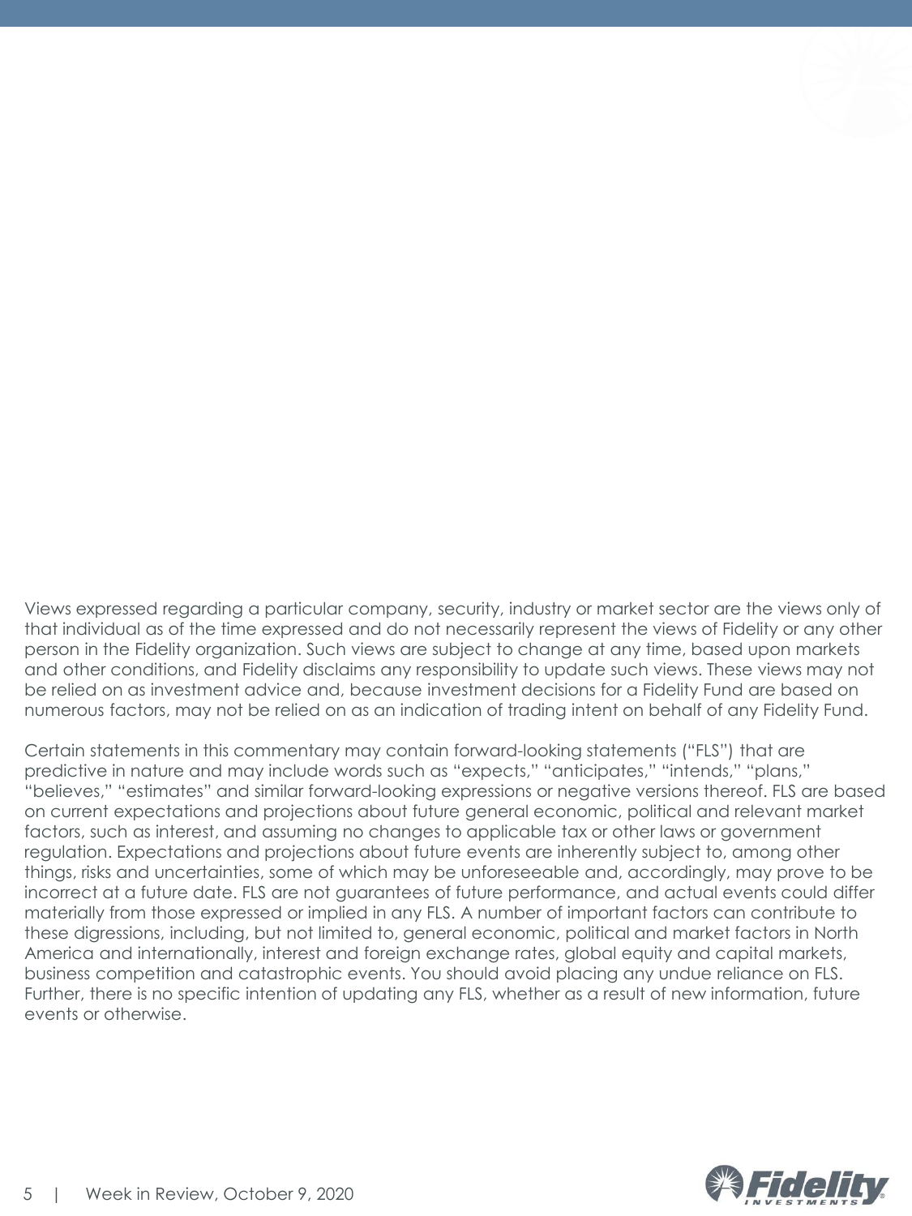Views expressed regarding a particular company, security, industry or market sector are the views only of that individual as of the time expressed and do not necessarily represent the views of Fidelity or any other person in the Fidelity organization. Such views are subject to change at any time, based upon markets and other conditions, and Fidelity disclaims any responsibility to update such views. These views may not be relied on as investment advice and, because investment decisions for a Fidelity Fund are based on numerous factors, may not be relied on as an indication of trading intent on behalf of any Fidelity Fund.

Certain statements in this commentary may contain forward-looking statements ("FLS") that are predictive in nature and may include words such as "expects," "anticipates," "intends," "plans," "believes," "estimates" and similar forward-looking expressions or negative versions thereof. FLS are based on current expectations and projections about future general economic, political and relevant market factors, such as interest, and assuming no changes to applicable tax or other laws or government regulation. Expectations and projections about future events are inherently subject to, among other things, risks and uncertainties, some of which may be unforeseeable and, accordingly, may prove to be incorrect at a future date. FLS are not guarantees of future performance, and actual events could differ materially from those expressed or implied in any FLS. A number of important factors can contribute to these digressions, including, but not limited to, general economic, political and market factors in North America and internationally, interest and foreign exchange rates, global equity and capital markets, business competition and catastrophic events. You should avoid placing any undue reliance on FLS. Further, there is no specific intention of updating any FLS, whether as a result of new information, future events or otherwise.